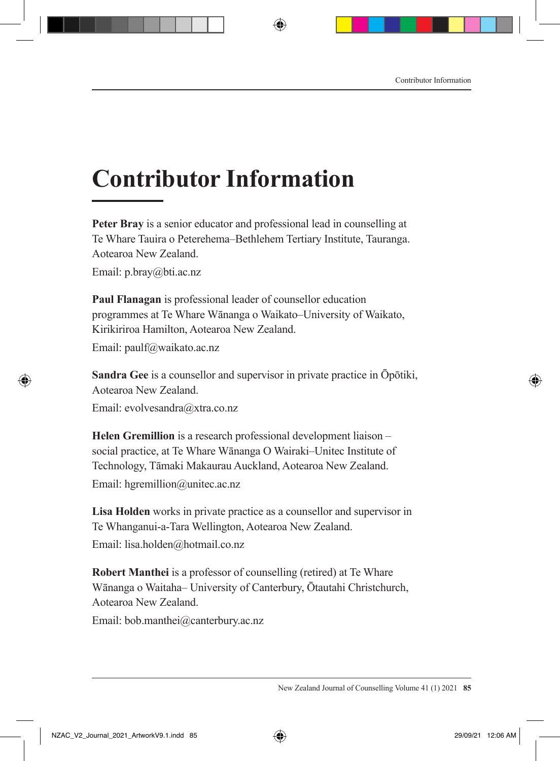# Contributor Information

**Peter Bray** is a senior educator and professional lead in counselling at Te Whare Tauira o Peterehema–Bethlehem Tertiary Institute, Tauranga. Aotearoa New Zealand.

Email: p.bray@bti.ac.nz

**Paul Flanagan** is professional leader of counsellor education programmes at Te Whare Wānanga o Waikato–University of Waikato, Kirikiriroa Hamilton, Aotearoa New Zealand.

Email: paulf@waikato.ac.nz

**Sandra Gee** is a counsellor and supervisor in private practice in Ōpōtiki, Aotearoa New Zealand.

Email: evolvesandra@xtra.co.nz

**Helen Gremillion** is a research professional development liaison – social practice, at Te Whare Wānanga O Wairaki–Unitec Institute of Technology, Tāmaki Makaurau Auckland, Aotearoa New Zealand.

Email: hgremillion@unitec.ac.nz

**Lisa Holden** works in private practice as a counsellor and supervisor in Te Whanganui-a-Tara Wellington, Aotearoa New Zealand.

Email: lisa.holden@hotmail.co.nz

**Robert Manthei** is a professor of counselling (retired) at Te Whare Wānanga o Waitaha– University of Canterbury, Ōtautahi Christchurch, Aotearoa New Zealand.

Email: bob.manthei@canterbury.ac.nz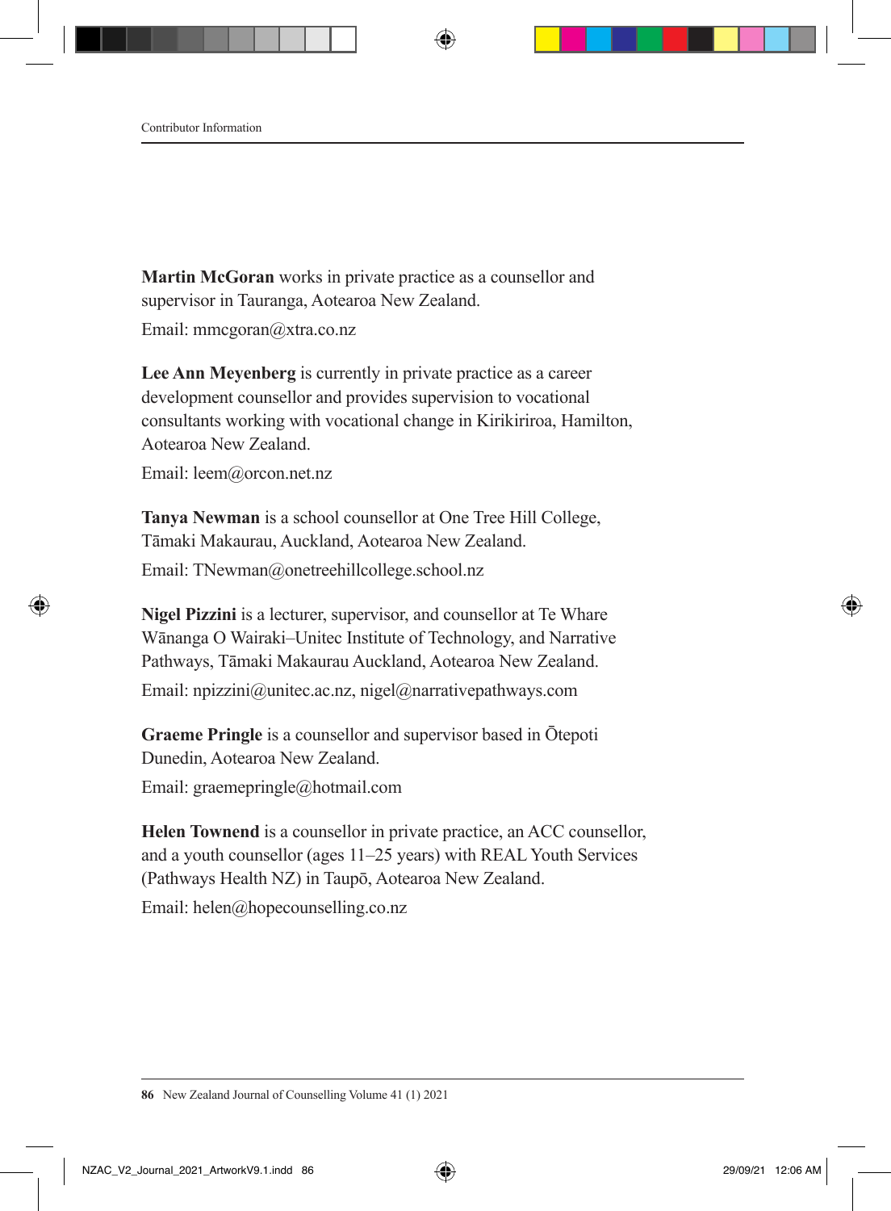**Martin McGoran** works in private practice as a counsellor and supervisor in Tauranga, Aotearoa New Zealand.

Email: mmcgoran@xtra.co.nz

**Lee Ann Meyenberg** is currently in private practice as a career development counsellor and provides supervision to vocational consultants working with vocational change in Kirikiriroa, Hamilton, Aotearoa New Zealand.

Email: leem@orcon.net.nz

**Tanya Newman** is a school counsellor at One Tree Hill College, Tāmaki Makaurau, Auckland, Aotearoa New Zealand.

Email: TNewman@onetreehillcollege.school.nz

**Nigel Pizzini** is a lecturer, supervisor, and counsellor at Te Whare Wānanga O Wairaki–Unitec Institute of Technology, and Narrative Pathways, Tāmaki Makaurau Auckland, Aotearoa New Zealand.

Email: npizzini@unitec.ac.nz, nigel@narrativepathways.com

**Graeme Pringle** is a counsellor and supervisor based in Ōtepoti Dunedin, Aotearoa New Zealand.

Email: graemepringle@hotmail.com

**Helen Townend** is a counsellor in private practice, an ACC counsellor, and a youth counsellor (ages 11–25 years) with REAL Youth Services (Pathways Health NZ) in Taupō, Aotearoa New Zealand.

Email: helen@hopecounselling.co.nz